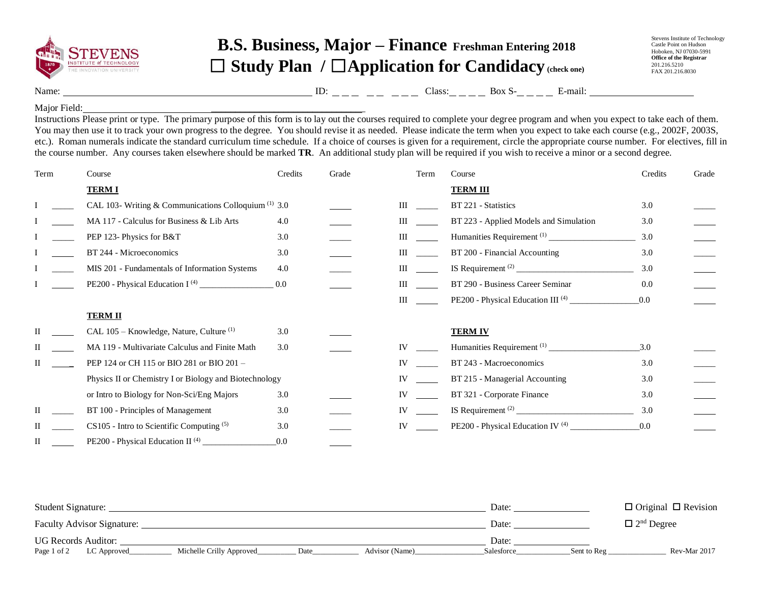STEVENS INSTITUTE of TECHNOLOGY
THE INNOVATION UNIVERSITY

# B.S. Business, Major – Finance Freshman Entering 2018

## ☐ Study Plan / ☐ Application for Candidacy (check one)

Stevens Institute of Technology
Castle Point on Hudson
Hoboken, NJ 07030-5991
**Office of the Registrar**
201.216.5210
FAX 201.216.8030

Name: ______________________ ID: _ _ _ _ _ _ _ _ Class: _ _ _ _ Box S- _ _ _ _ E-mail: ____________

Major Field: ______________________

Instructions Please print or type. The primary purpose of this form is to lay out the courses required to complete your degree program and when you expect to take each of them. You may then use it to track your own progress to the degree. You should revise it as needed. Please indicate the term when you expect to take each course (e.g., 2002F, 2003S, etc.). Roman numerals indicate the standard curriculum time schedule. If a choice of courses is given for a requirement, circle the appropriate course number. For electives, fill in the course number. Any courses taken elsewhere should be marked **TR**. An additional study plan will be required if you wish to receive a minor or a second degree.

| Term | | Course | Credits | Grade |
|---|---|---|---|---|
| | | **TERM I** | | |
| I | _____ | CAL 103- Writing & Communications Colloquium (1) | 3.0 | _____ |
| I | _____ | MA 117 - Calculus for Business & Lib Arts | 4.0 | _____ |
| I | _____ | PEP 123- Physics for B&T | 3.0 | _____ |
| I | _____ | BT 244 - Microeconomics | 3.0 | _____ |
| I | _____ | MIS 201 - Fundamentals of Information Systems | 4.0 | _____ |
| I | _____ | PE200 - Physical Education I (4) ____________ | 0.0 | _____ |
| | | **TERM II** | | |
| II | _____ | CAL 105 – Knowledge, Nature, Culture (1) | 3.0 | _____ |
| II | _____ | MA 119 - Multivariate Calculus and Finite Math | 3.0 | _____ |
| II | _____ | PEP 124 or CH 115 or BIO 281 or BIO 201 – Physics II or Chemistry I or Biology and Biotechnology or Intro to Biology for Non-Sci/Eng Majors | 3.0 | _____ |
| II | _____ | BT 100 - Principles of Management | 3.0 | _____ |
| II | _____ | CS105 - Intro to Scientific Computing (5) | 3.0 | _____ |
| II | _____ | PE200 - Physical Education II (4) ____________ | 0.0 | _____ |
| | | **TERM III** | | |
| III | _____ | BT 221 - Statistics | 3.0 | _____ |
| III | _____ | BT 223 - Applied Models and Simulation | 3.0 | _____ |
| III | _____ | Humanities Requirement (1) ____________ | 3.0 | _____ |
| III | _____ | BT 200 - Financial Accounting | 3.0 | _____ |
| III | _____ | IS Requirement (2) ____________ | 3.0 | _____ |
| III | _____ | BT 290 - Business Career Seminar | 0.0 | _____ |
| III | _____ | PE200 - Physical Education III (4) ____________ | 0.0 | _____ |
| | | **TERM IV** | | |
| IV | _____ | Humanities Requirement (1) ____________ | 3.0 | _____ |
| IV | _____ | BT 243 - Macroeconomics | 3.0 | _____ |
| IV | _____ | BT 215 - Managerial Accounting | 3.0 | _____ |
| IV | _____ | BT 321 - Corporate Finance | 3.0 | _____ |
| IV | _____ | IS Requirement (2) ____________ | 3.0 | _____ |
| IV | _____ | PE200 - Physical Education IV (4) ____________ | 0.0 | _____ |

Student Signature: ______________________ Date: ____________ ☐ Original ☐ Revision

Faculty Advisor Signature: ______________________ Date: ____________ ☐ 2nd Degree

UG Records Auditor: ______________________ Date: ____________

LC Approved__________ Michelle Crilly Approved_________ Date___________ Advisor (Name)________________ Salesforce_____________ Sent to Reg ______________ Rev-Mar 2017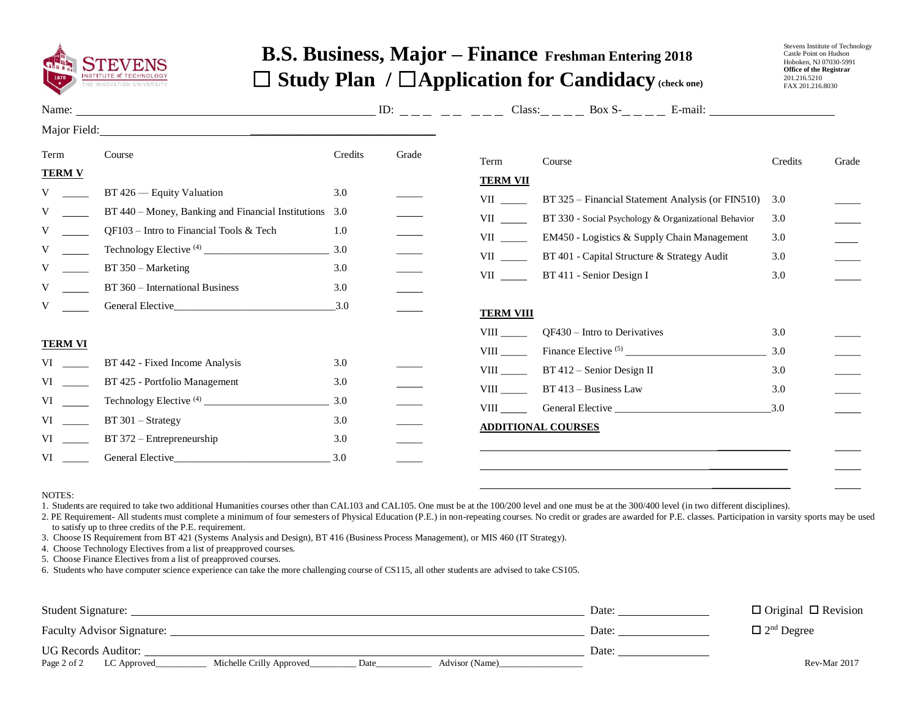# B.S. Business, Major – Finance Freshman Entering 2018

## ☐ Study Plan / ☐ Application for Candidacy (check one)

Stevens Institute of Technology
Castle Point on Hudson
Hoboken, NJ 07030-5991
**Office of the Registrar**
201.216.5210
FAX 201.216.8030

Name: ______________________ ID: _ _ _ _ _ _ _ _ Class: _ _ _ _ Box S- _ _ _ _ E-mail: ____________

Major Field: ______________________

| Term | | Course | Credits | Grade |
|---|---|---|---|---|
| **TERM V** | | | | |
| V | _____ | BT 426 — Equity Valuation | 3.0 | _____ |
| V | _____ | BT 440 – Money, Banking and Financial Institutions | 3.0 | _____ |
| V | _____ | QF103 – Intro to Financial Tools & Tech | 1.0 | _____ |
| V | _____ | Technology Elective [4] ______________ | 3.0 | _____ |
| V | _____ | BT 350 – Marketing | 3.0 | _____ |
| V | _____ | BT 360 – International Business | 3.0 | _____ |
| V | _____ | General Elective______________ | 3.0 | _____ |
| **TERM VI** | | | | |
| VI | _____ | BT 442 - Fixed Income Analysis | 3.0 | _____ |
| VI | _____ | BT 425 - Portfolio Management | 3.0 | _____ |
| VI | _____ | Technology Elective [4] ______________ | 3.0 | _____ |
| VI | _____ | BT 301 – Strategy | 3.0 | _____ |
| VI | _____ | BT 372 – Entrepreneurship | 3.0 | _____ |
| VI | _____ | General Elective______________ | 3.0 | _____ |

| Term | | Course | Credits | Grade |
|---|---|---|---|---|
| **TERM VII** | | | | |
| VII | _____ | BT 325 – Financial Statement Analysis (or FIN510) | 3.0 | _____ |
| VII | _____ | BT 330 - Social Psychology & Organizational Behavior | 3.0 | _____ |
| VII | _____ | EM450 - Logistics & Supply Chain Management | 3.0 | _____ |
| VII | _____ | BT 401 - Capital Structure & Strategy Audit | 3.0 | _____ |
| VII | _____ | BT 411 - Senior Design I | 3.0 | _____ |
| **TERM VIII** | | | | |
| VIII | _____ | QF430 – Intro to Derivatives | 3.0 | _____ |
| VIII | _____ | Finance Elective [5] ______________ | 3.0 | _____ |
| VIII | _____ | BT 412 – Senior Design II | 3.0 | _____ |
| VIII | _____ | BT 413 – Business Law | 3.0 | _____ |
| VIII | _____ | General Elective ______________ | 3.0 | _____ |

**ADDITIONAL COURSES**

| Course | Credits | Grade |
|---|---|---|
| ______________ | _____ | _____ |
| ______________ | _____ | _____ |
| ______________ | _____ | _____ |

NOTES:

1. Students are required to take two additional Humanities courses other than CAL103 and CAL105. One must be at the 100/200 level and one must be at the 300/400 level (in two different disciplines).
2. PE Requirement- All students must complete a minimum of four semesters of Physical Education (P.E.) in non-repeating courses. No credit or grades are awarded for P.E. classes. Participation in varsity sports may be used to satisfy up to three credits of the P.E. requirement.
3. Choose IS Requirement from BT 421 (Systems Analysis and Design), BT 416 (Business Process Management), or MIS 460 (IT Strategy).
4. Choose Technology Electives from a list of preapproved courses.
5. Choose Finance Electives from a list of preapproved courses.
6. Students who have computer science experience can take the more challenging course of CS115, all other students are advised to take CS105.

Student Signature: ______________________ Date: __________ ☐ Original ☐ Revision

Faculty Advisor Signature: ______________________ Date: __________ ☐ 2nd Degree

UG Records Auditor: ______________________ Date: __________

LC Approved__________ Michelle Crilly Approved_________ Date___________ Advisor (Name)________________

Rev-Mar 2017